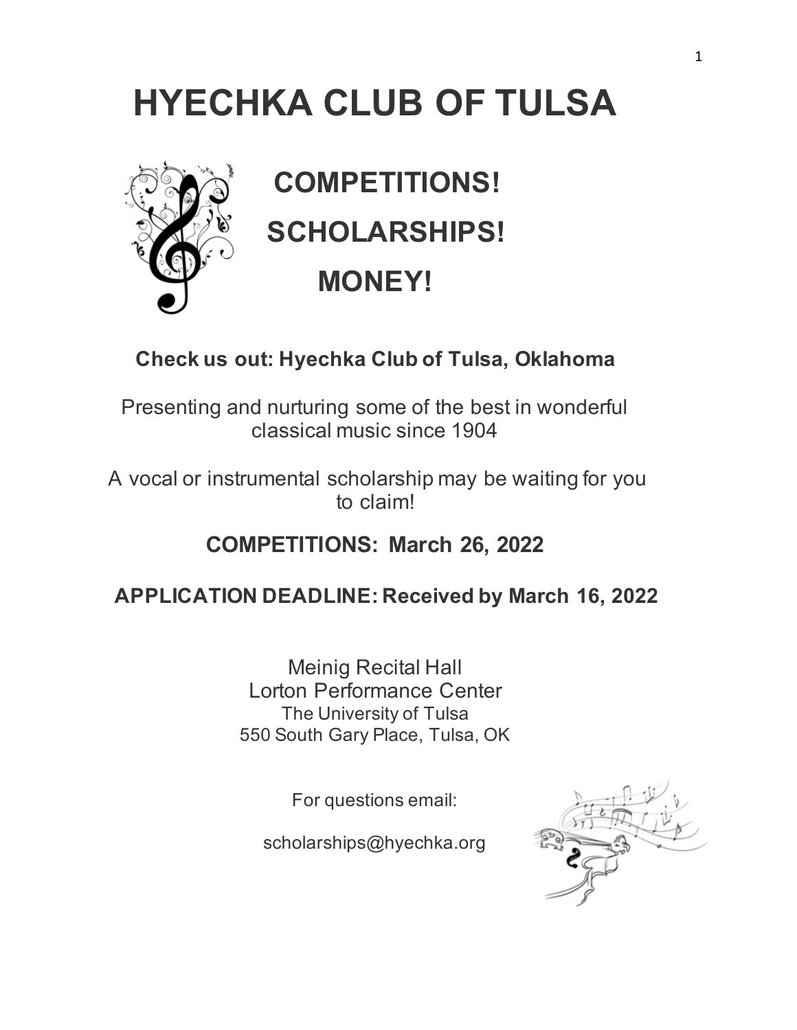# HYECHKA CLUB OF TULSA

## COMPETITIONS!

## SCHOLARSHIPS!

## MONEY!

**Check us out: Hyechka Club of Tulsa, Oklahoma**

Presenting and nurturing some of the best in wonderful classical music since 1904

A vocal or instrumental scholarship may be waiting for you to claim!

### COMPETITIONS: March 26, 2022

### APPLICATION DEADLINE: Received by March 16, 2022

Meinig Recital Hall
Lorton Performance Center
The University of Tulsa
550 South Gary Place, Tulsa, OK

For questions email:

scholarships@hyechka.org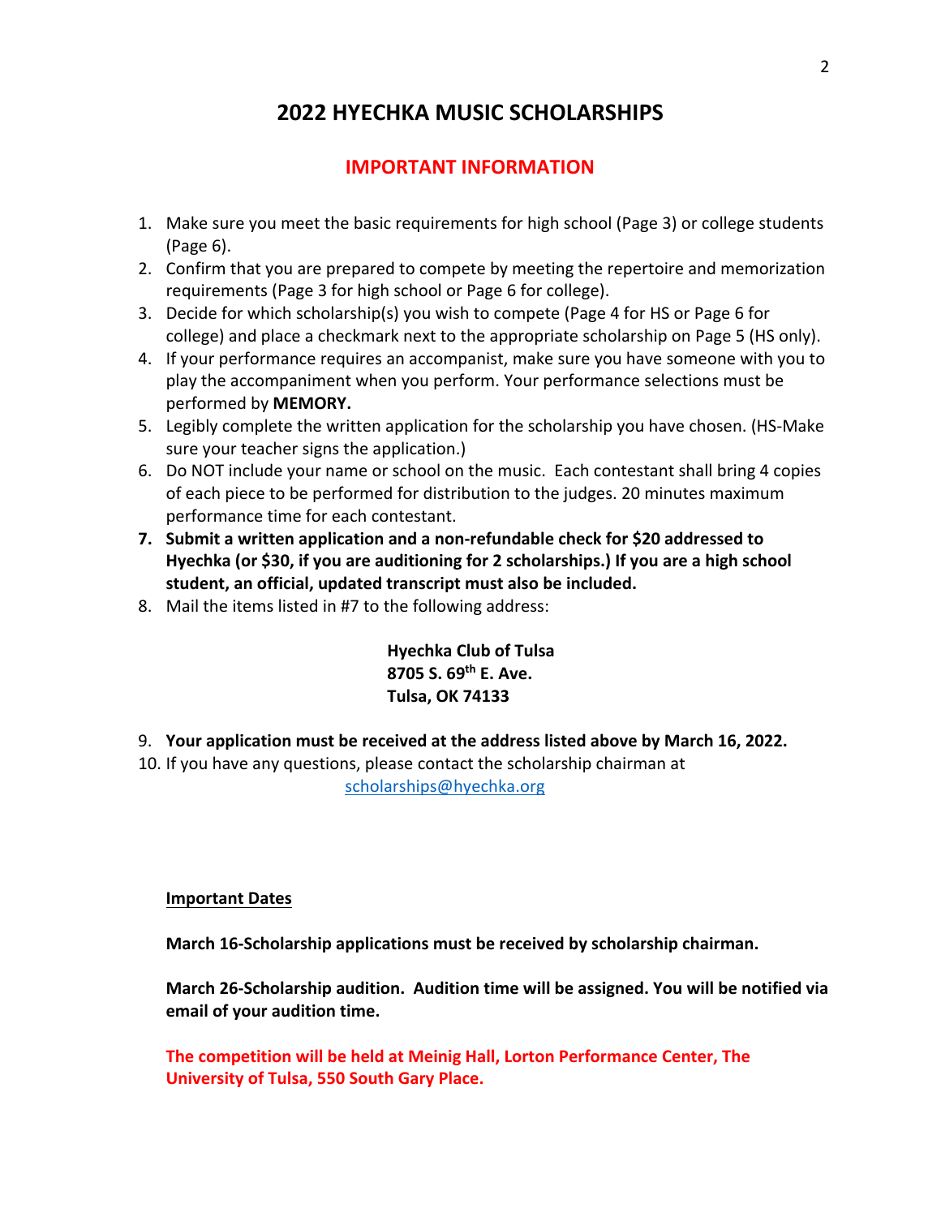# 2022 HYECHKA MUSIC SCHOLARSHIPS

## IMPORTANT INFORMATION

1. Make sure you meet the basic requirements for high school (Page 3) or college students (Page 6).
2. Confirm that you are prepared to compete by meeting the repertoire and memorization requirements (Page 3 for high school or Page 6 for college).
3. Decide for which scholarship(s) you wish to compete (Page 4 for HS or Page 6 for college) and place a checkmark next to the appropriate scholarship on Page 5 (HS only).
4. If your performance requires an accompanist, make sure you have someone with you to play the accompaniment when you perform. Your performance selections must be performed by **MEMORY.**
5. Legibly complete the written application for the scholarship you have chosen. (HS-Make sure your teacher signs the application.)
6. Do NOT include your name or school on the music. Each contestant shall bring 4 copies of each piece to be performed for distribution to the judges. 20 minutes maximum performance time for each contestant.
7. **Submit a written application and a non-refundable check for $20 addressed to Hyechka (or $30, if you are auditioning for 2 scholarships.) If you are a high school student, an official, updated transcript must also be included.**
8. Mail the items listed in #7 to the following address:

   **Hyechka Club of Tulsa**
   **8705 S. 69th E. Ave.**
   **Tulsa, OK 74133**

9. **Your application must be received at the address listed above by March 16, 2022.**
10. If you have any questions, please contact the scholarship chairman at scholarships@hyechka.org

**<u>Important Dates</u>**

**March 16-Scholarship applications must be received by scholarship chairman.**

**March 26-Scholarship audition. Audition time will be assigned. You will be notified via email of your audition time.**

**The competition will be held at Meinig Hall, Lorton Performance Center, The University of Tulsa, 550 South Gary Place.**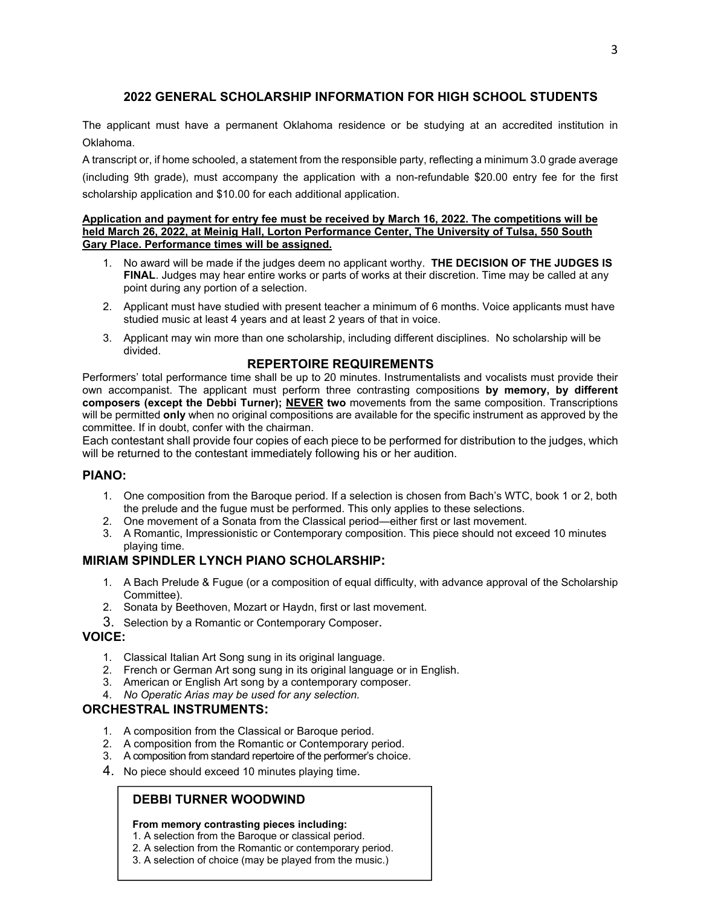## 2022 GENERAL SCHOLARSHIP INFORMATION FOR HIGH SCHOOL STUDENTS

The applicant must have a permanent Oklahoma residence or be studying at an accredited institution in Oklahoma.

A transcript or, if home schooled, a statement from the responsible party, reflecting a minimum 3.0 grade average (including 9th grade), must accompany the application with a non-refundable $20.00 entry fee for the first scholarship application and $10.00 for each additional application.

**Application and payment for entry fee must be received by March 16, 2022. The competitions will be held March 26, 2022, at Meinig Hall, Lorton Performance Center, The University of Tulsa, 550 South Gary Place. Performance times will be assigned.**

1. No award will be made if the judges deem no applicant worthy. **THE DECISION OF THE JUDGES IS FINAL**. Judges may hear entire works or parts of works at their discretion. Time may be called at any point during any portion of a selection.
2. Applicant must have studied with present teacher a minimum of 6 months. Voice applicants must have studied music at least 4 years and at least 2 years of that in voice.
3. Applicant may win more than one scholarship, including different disciplines. No scholarship will be divided.

### REPERTOIRE REQUIREMENTS

Performers' total performance time shall be up to 20 minutes. Instrumentalists and vocalists must provide their own accompanist. The applicant must perform three contrasting compositions **by memory, by different composers (except the Debbi Turner); NEVER two** movements from the same composition. Transcriptions will be permitted **only** when no original compositions are available for the specific instrument as approved by the committee. If in doubt, confer with the chairman.

Each contestant shall provide four copies of each piece to be performed for distribution to the judges, which will be returned to the contestant immediately following his or her audition.

### PIANO:

1. One composition from the Baroque period. If a selection is chosen from Bach's WTC, book 1 or 2, both the prelude and the fugue must be performed. This only applies to these selections.
2. One movement of a Sonata from the Classical period—either first or last movement.
3. A Romantic, Impressionistic or Contemporary composition. This piece should not exceed 10 minutes playing time.

### MIRIAM SPINDLER LYNCH PIANO SCHOLARSHIP:

1. A Bach Prelude & Fugue (or a composition of equal difficulty, with advance approval of the Scholarship Committee).
2. Sonata by Beethoven, Mozart or Haydn, first or last movement.
3. Selection by a Romantic or Contemporary Composer.

### VOICE:

1. Classical Italian Art Song sung in its original language.
2. French or German Art song sung in its original language or in English.
3. American or English Art song by a contemporary composer.
4. *No Operatic Arias may be used for any selection.*

### ORCHESTRAL INSTRUMENTS:

1. A composition from the Classical or Baroque period.
2. A composition from the Romantic or Contemporary period.
3. A composition from standard repertoire of the performer's choice.
4. No piece should exceed 10 minutes playing time.

### DEBBI TURNER WOODWIND

**From memory contrasting pieces including:**

1. A selection from the Baroque or classical period.
2. A selection from the Romantic or contemporary period.
3. A selection of choice (may be played from the music.)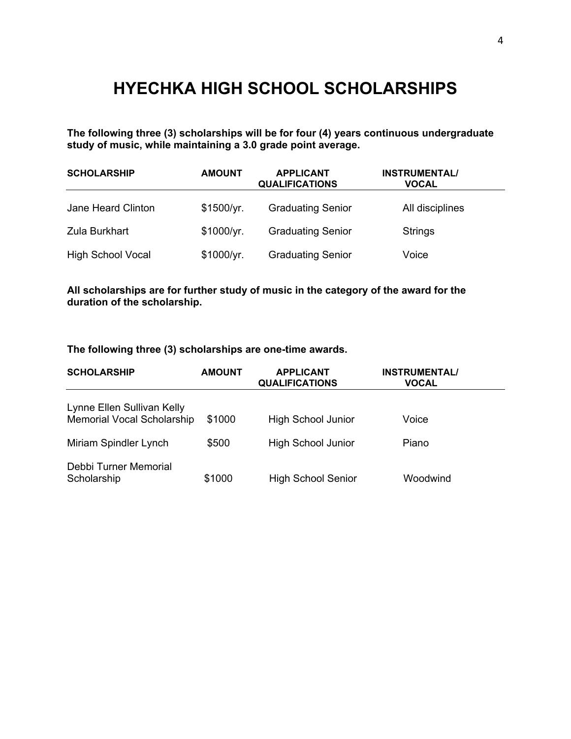# HYECHKA HIGH SCHOOL SCHOLARSHIPS

**The following three (3) scholarships will be for four (4) years continuous undergraduate study of music, while maintaining a 3.0 grade point average.**

| SCHOLARSHIP | AMOUNT | APPLICANT QUALIFICATIONS | INSTRUMENTAL/ VOCAL |
|---|---|---|---|
| Jane Heard Clinton | $1500/yr. | Graduating Senior | All disciplines |
| Zula Burkhart | $1000/yr. | Graduating Senior | Strings |
| High School Vocal | $1000/yr. | Graduating Senior | Voice |

**All scholarships are for further study of music in the category of the award for the duration of the scholarship.**

**The following three (3) scholarships are one-time awards.**

| SCHOLARSHIP | AMOUNT | APPLICANT QUALIFICATIONS | INSTRUMENTAL/ VOCAL |
|---|---|---|---|
| Lynne Ellen Sullivan Kelly Memorial Vocal Scholarship | $1000 | High School Junior | Voice |
| Miriam Spindler Lynch | $500 | High School Junior | Piano |
| Debbi Turner Memorial Scholarship | $1000 | High School Senior | Woodwind |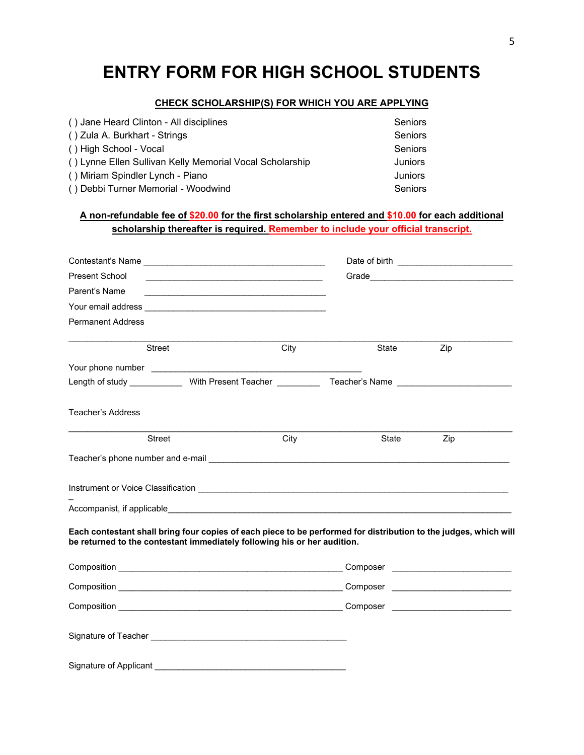# ENTRY FORM FOR HIGH SCHOOL STUDENTS

**CHECK SCHOLARSHIP(S) FOR WHICH YOU ARE APPLYING**

| | |
|---|---|
| ( ) Jane Heard Clinton - All disciplines | Seniors |
| ( ) Zula A. Burkhart - Strings | Seniors |
| ( ) High School - Vocal | Seniors |
| ( ) Lynne Ellen Sullivan Kelly Memorial Vocal Scholarship | Juniors |
| ( ) Miriam Spindler Lynch - Piano | Juniors |
| ( ) Debbi Turner Memorial - Woodwind | Seniors |

**A non-refundable fee of $20.00 for the first scholarship entered and $10.00 for each additional scholarship thereafter is required. Remember to include your official transcript.**

Contestant's Name ______________________________________ Date of birth ________________________

Present School ______________________________________ Grade______________________________

Parent's Name ______________________________________

Your email address ______________________________________

Permanent Address

_____________________________________________________________________________________

Street City State Zip

Your phone number ____________________________________________

Length of study ___________ With Present Teacher _________ Teacher's Name ________________________

Teacher's Address

_____________________________________________________________________________________

Street City State Zip

Teacher's phone number and e-mail ______________________________________________________________

Instrument or Voice Classification _________________________________________________________________

Accompanist, if applicable________________________________________________________________________

**Each contestant shall bring four copies of each piece to be performed for distribution to the judges, which will be returned to the contestant immediately following his or her audition.**

Composition ______________________________________________ Composer ________________________

Composition ______________________________________________ Composer ________________________

Composition ______________________________________________ Composer ________________________

Signature of Teacher __________________________________________

Signature of Applicant _________________________________________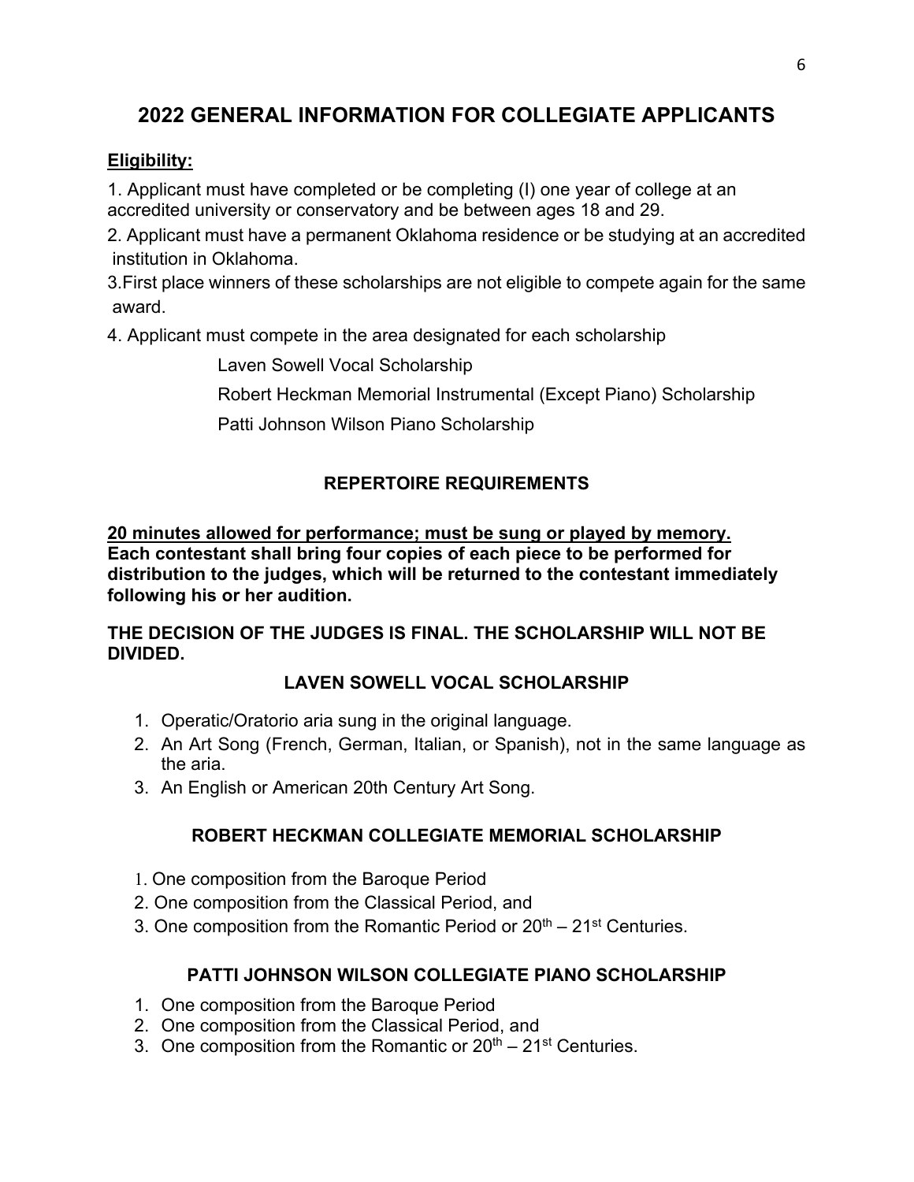# 2022 GENERAL INFORMATION FOR COLLEGIATE APPLICANTS

**Eligibility:**

1. Applicant must have completed or be completing (I) one year of college at an accredited university or conservatory and be between ages 18 and 29.
2. Applicant must have a permanent Oklahoma residence or be studying at an accredited institution in Oklahoma.
3. First place winners of these scholarships are not eligible to compete again for the same award.
4. Applicant must compete in the area designated for each scholarship

   Laven Sowell Vocal Scholarship

   Robert Heckman Memorial Instrumental (Except Piano) Scholarship

   Patti Johnson Wilson Piano Scholarship

## REPERTOIRE REQUIREMENTS

**20 minutes allowed for performance; must be sung or played by memory. Each contestant shall bring four copies of each piece to be performed for distribution to the judges, which will be returned to the contestant immediately following his or her audition.**

**THE DECISION OF THE JUDGES IS FINAL. THE SCHOLARSHIP WILL NOT BE DIVIDED.**

### LAVEN SOWELL VOCAL SCHOLARSHIP

1. Operatic/Oratorio aria sung in the original language.
2. An Art Song (French, German, Italian, or Spanish), not in the same language as the aria.
3. An English or American 20th Century Art Song.

### ROBERT HECKMAN COLLEGIATE MEMORIAL SCHOLARSHIP

1. One composition from the Baroque Period
2. One composition from the Classical Period, and
3. One composition from the Romantic Period or 20th – 21st Centuries.

### PATTI JOHNSON WILSON COLLEGIATE PIANO SCHOLARSHIP

1. One composition from the Baroque Period
2. One composition from the Classical Period, and
3. One composition from the Romantic or 20th – 21st Centuries.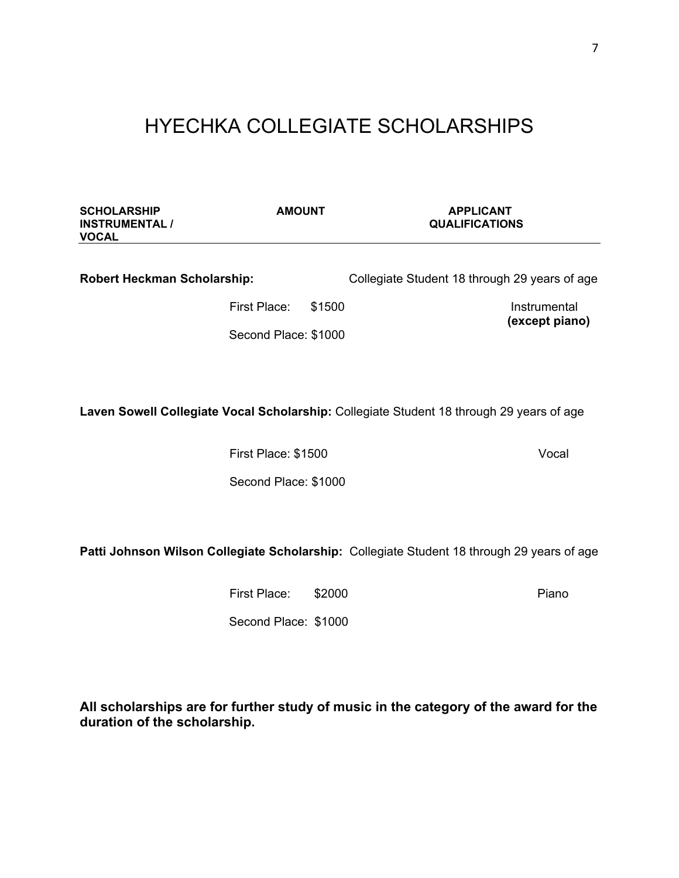# HYECHKA COLLEGIATE SCHOLARSHIPS

| SCHOLARSHIP INSTRUMENTAL / VOCAL | AMOUNT | APPLICANT QUALIFICATIONS |
|---|---|---|
| **Robert Heckman Scholarship:** | | Collegiate Student 18 through 29 years of age |
| | First Place: $1500 | Instrumental **(except piano)** |
| | Second Place: $1000 | |
| **Laven Sowell Collegiate Vocal Scholarship:** | | Collegiate Student 18 through 29 years of age |
| | First Place: $1500 | Vocal |
| | Second Place: $1000 | |
| **Patti Johnson Wilson Collegiate Scholarship:** | | Collegiate Student 18 through 29 years of age |
| | First Place: $2000 | Piano |
| | Second Place: $1000 | |

**All scholarships are for further study of music in the category of the award for the duration of the scholarship.**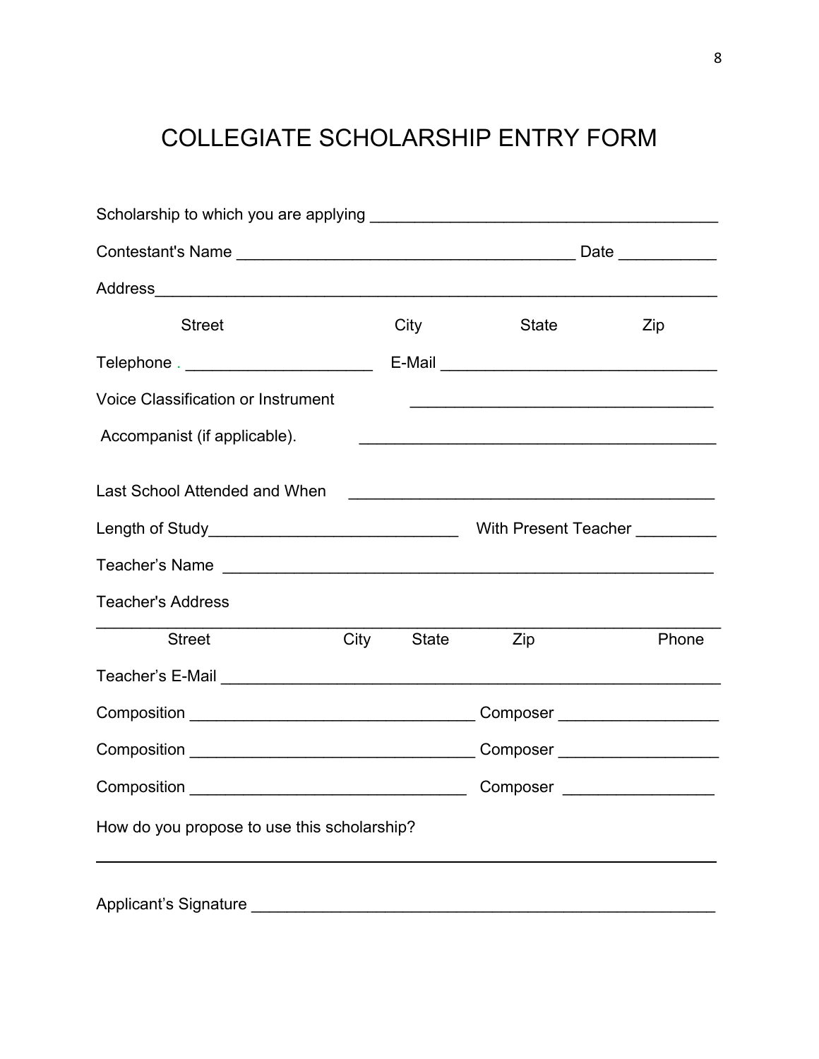# COLLEGIATE SCHOLARSHIP ENTRY FORM

Scholarship to which you are applying ______________________________________

Contestant's Name _____________________________________ Date __________

Address______________________________________________________________

Street City State Zip

Telephone . ____________________ E-Mail ______________________________

Voice Classification or Instrument _________________________________

Accompanist (if applicable). ______________________________________

Last School Attended and When ________________________________________

Length of Study___________________________ With Present Teacher ________

Teacher's Name _____________________________________________________

Teacher's Address

_____________________________________________________________________

Street City State Zip Phone

Teacher's E-Mail _____________________________________________________

Composition _______________________________ Composer ________________

Composition _______________________________ Composer ________________

Composition ______________________________ Composer ________________

How do you propose to use this scholarship?

_____________________________________________________________________

Applicant's Signature ___________________________________________________